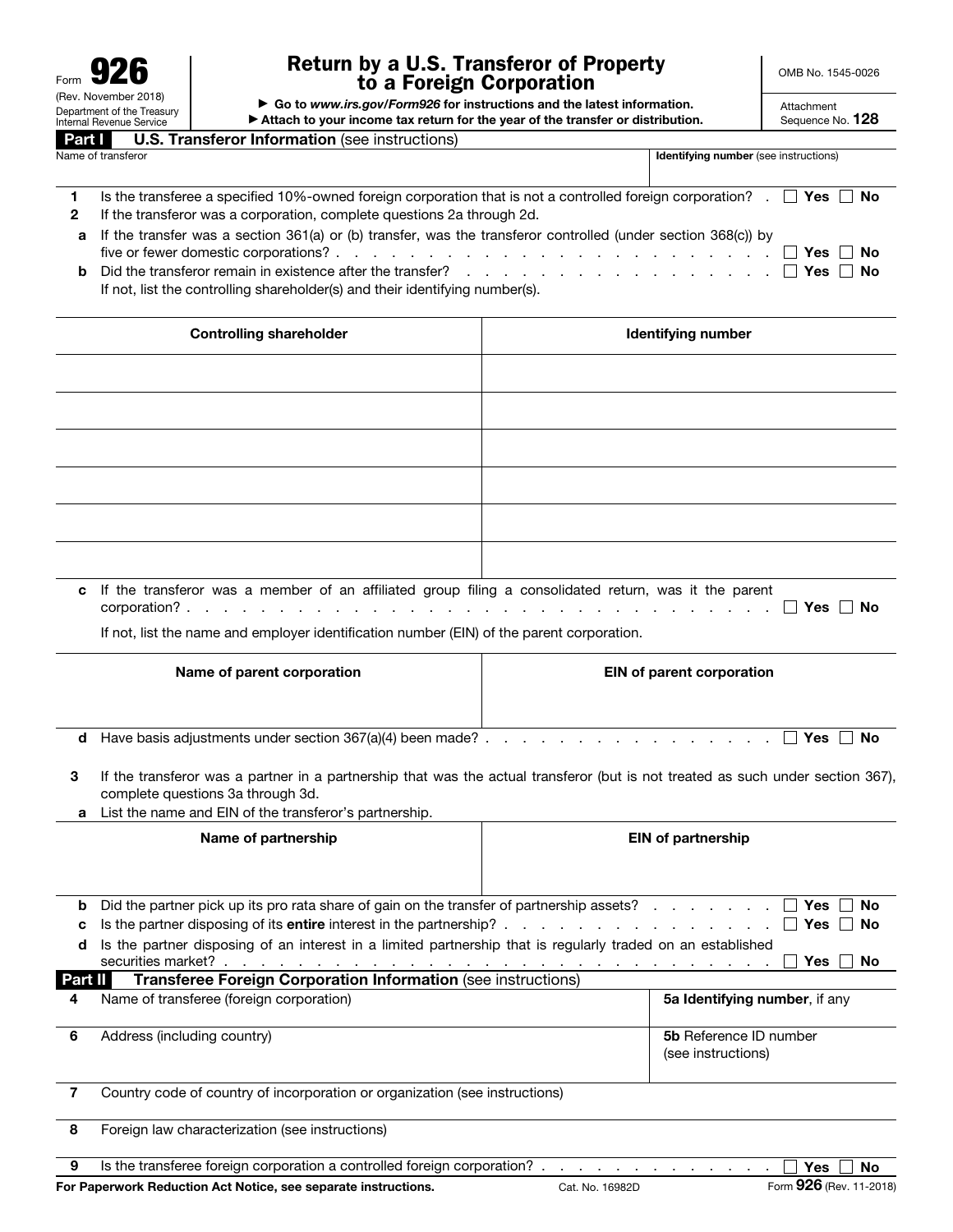Form **926**
(Rev. November 2018)
Department of the Treasury
Internal Revenue Service

# Return by a U.S. Transferor of Property to a Foreign Corporation

▶ Go to *www.irs.gov/Form926* for instructions and the latest information.
▶ Attach to your income tax return for the year of the transfer or distribution.

OMB No. 1545-0026

Attachment Sequence No. **128**

## Part I U.S. Transferor Information (see instructions)

| Name of transferor | **Identifying number** (see instructions) |
|---|---|
| | |

**1** Is the transferee a specified 10%-owned foreign corporation that is not a controlled foreign corporation? . ☐ **Yes** ☐ **No**

**2** If the transferor was a corporation, complete questions 2a through 2d.

**a** If the transfer was a section 361(a) or (b) transfer, was the transferor controlled (under section 368(c)) by five or fewer domestic corporations? . . . . . ☐ **Yes** ☐ **No**

**b** Did the transferor remain in existence after the transfer? . . . . . ☐ **Yes** ☐ **No**

If not, list the controlling shareholder(s) and their identifying number(s).

| Controlling shareholder | Identifying number |
|---|---|
| | |
| | |
| | |
| | |
| | |
| | |

**c** If the transferor was a member of an affiliated group filing a consolidated return, was it the parent corporation? . . . . . ☐ **Yes** ☐ **No**

If not, list the name and employer identification number (EIN) of the parent corporation.

| Name of parent corporation | EIN of parent corporation |
|---|---|
| | |

**d** Have basis adjustments under section 367(a)(4) been made? . . . . . ☐ **Yes** ☐ **No**

**3** If the transferor was a partner in a partnership that was the actual transferor (but is not treated as such under section 367), complete questions 3a through 3d.

**a** List the name and EIN of the transferor's partnership.

| Name of partnership | EIN of partnership |
|---|---|
| | |

**b** Did the partner pick up its pro rata share of gain on the transfer of partnership assets? . . . . . ☐ **Yes** ☐ **No**

**c** Is the partner disposing of its **entire** interest in the partnership? . . . . . ☐ **Yes** ☐ **No**

**d** Is the partner disposing of an interest in a limited partnership that is regularly traded on an established securities market? . . . . . ☐ **Yes** ☐ **No**

## Part II Transferee Foreign Corporation Information (see instructions)

| | |
|---|---|
| **4** Name of transferee (foreign corporation) | **5a Identifying number**, if any |
| **6** Address (including country) | **5b** Reference ID number (see instructions) |
| **7** Country code of country of incorporation or organization (see instructions) | |
| **8** Foreign law characterization (see instructions) | |

**9** Is the transferee foreign corporation a controlled foreign corporation? . . . . . ☐ **Yes** ☐ **No**

**For Paperwork Reduction Act Notice, see separate instructions.** Cat. No. 16982D Form **926** (Rev. 11-2018)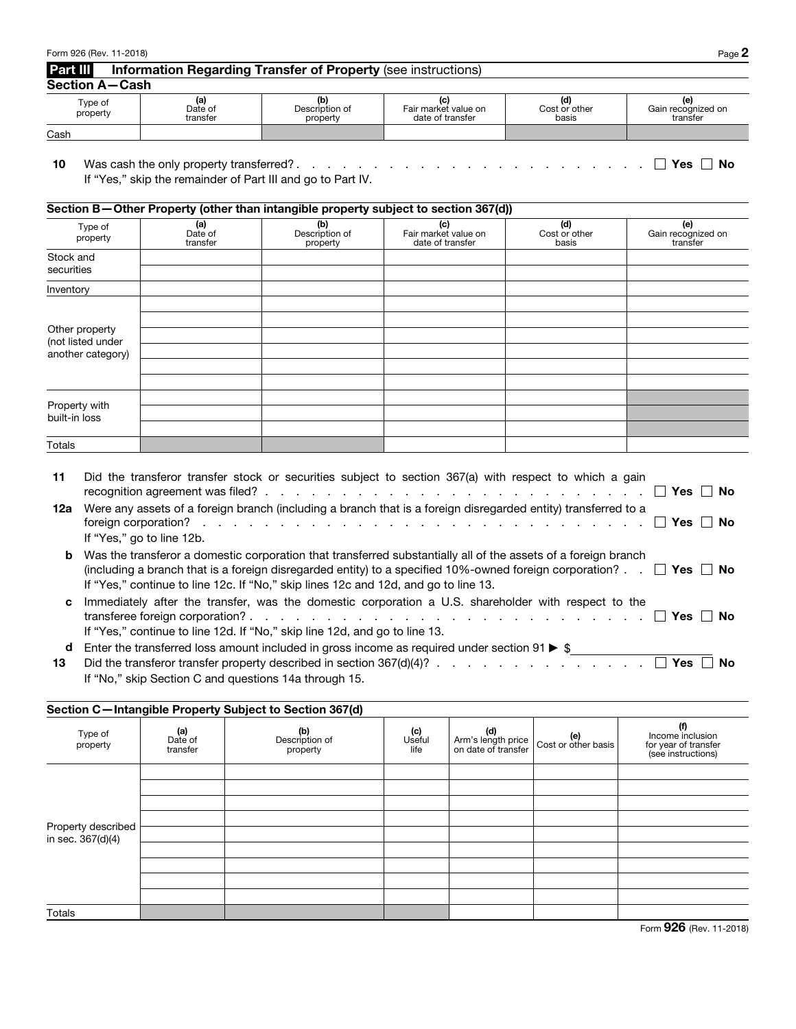## Part III Information Regarding Transfer of Property (see instructions)

### Section A—Cash

| Type of property | (a) Date of transfer | (b) Description of property | (c) Fair market value on date of transfer | (d) Cost or other basis | (e) Gain recognized on transfer |
|---|---|---|---|---|---|
| Cash | | | | | |

**10** Was cash the only property transferred? . . . . . . . . . . . . . . . . . . . . . . . ☐ **Yes** ☐ **No**

If "Yes," skip the remainder of Part III and go to Part IV.

### Section B—Other Property (other than intangible property subject to section 367(d))

| Type of property | (a) Date of transfer | (b) Description of property | (c) Fair market value on date of transfer | (d) Cost or other basis | (e) Gain recognized on transfer |
|---|---|---|---|---|---|
| Stock and securities | | | | | |
| Inventory | | | | | |
| Other property (not listed under another category) | | | | | |
| | | | | | |
| | | | | | |
| | | | | | |
| | | | | | |
| | | | | | |
| Property with built-in loss | | | | | |
| | | | | | |
| | | | | | |
| Totals | | | | | |

**11** Did the transferor transfer stock or securities subject to section 367(a) with respect to which a gain recognition agreement was filed? . . . . . . . . . . . . . . . . . . . . . . . . . ☐ **Yes** ☐ **No**

**12a** Were any assets of a foreign branch (including a branch that is a foreign disregarded entity) transferred to a foreign corporation? . . . . . . . . . . . . . . . . . . . . . . . . . . . . ☐ **Yes** ☐ **No**

If "Yes," go to line 12b.

**b** Was the transferor a domestic corporation that transferred substantially all of the assets of a foreign branch (including a branch that is a foreign disregarded entity) to a specified 10%-owned foreign corporation? . . ☐ **Yes** ☐ **No**

If "Yes," continue to line 12c. If "No," skip lines 12c and 12d, and go to line 13.

**c** Immediately after the transfer, was the domestic corporation a U.S. shareholder with respect to the transferee foreign corporation? . . . . . . . . . . . . . . . . . . . . . . . . . ☐ **Yes** ☐ **No**

If "Yes," continue to line 12d. If "No," skip line 12d, and go to line 13.

**d** Enter the transferred loss amount included in gross income as required under section 91 ▶ $ ____________

**13** Did the transferor transfer property described in section 367(d)(4)? . . . . . . . . . . . . . . . ☐ **Yes** ☐ **No**

If "No," skip Section C and questions 14a through 15.

### Section C—Intangible Property Subject to Section 367(d)

| Type of property | (a) Date of transfer | (b) Description of property | (c) Useful life | (d) Arm's length price on date of transfer | (e) Cost or other basis | (f) Income inclusion for year of transfer (see instructions) |
|---|---|---|---|---|---|---|
| Property described in sec. 367(d)(4) | | | | | | |
| | | | | | | |
| | | | | | | |
| | | | | | | |
| | | | | | | |
| | | | | | | |
| | | | | | | |
| | | | | | | |
| | | | | | | |
| Totals | | | | | | |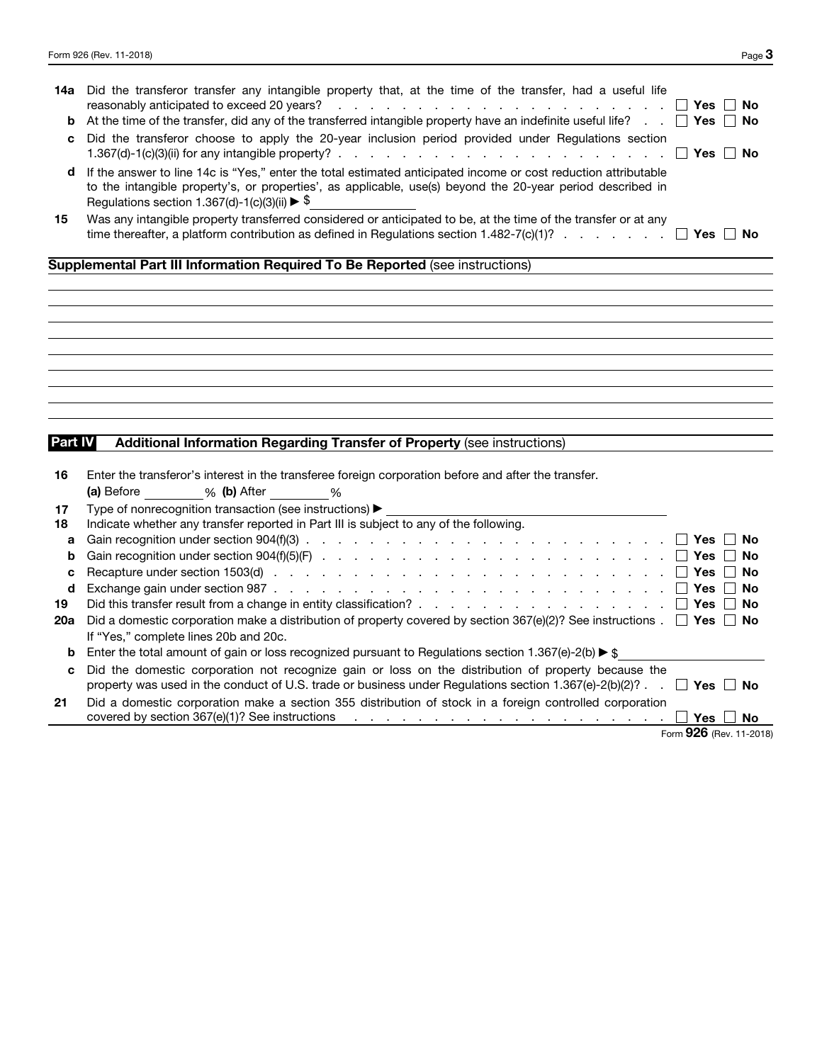**14a** Did the transferor transfer any intangible property that, at the time of the transfer, had a useful life reasonably anticipated to exceed 20 years? ☐ Yes ☐ No

**b** At the time of the transfer, did any of the transferred intangible property have an indefinite useful life? ☐ Yes ☐ No

**c** Did the transferor choose to apply the 20-year inclusion period provided under Regulations section 1.367(d)-1(c)(3)(ii) for any intangible property? ☐ Yes ☐ No

**d** If the answer to line 14c is "Yes," enter the total estimated anticipated income or cost reduction attributable to the intangible property's, or properties', as applicable, use(s) beyond the 20-year period described in Regulations section 1.367(d)-1(c)(3)(ii) ► $ ____________

**15** Was any intangible property transferred considered or anticipated to be, at the time of the transfer or at any time thereafter, a platform contribution as defined in Regulations section 1.482-7(c)(1)? ☐ Yes ☐ No

**Supplemental Part III Information Required To Be Reported** (see instructions)

## Part IV Additional Information Regarding Transfer of Property (see instructions)

**16** Enter the transferor's interest in the transferee foreign corporation before and after the transfer.
**(a)** Before ________ % **(b)** After ________ %

**17** Type of nonrecognition transaction (see instructions) ► ____________

**18** Indicate whether any transfer reported in Part III is subject to any of the following.

**a** Gain recognition under section 904(f)(3) ☐ Yes ☐ No

**b** Gain recognition under section 904(f)(5)(F) ☐ Yes ☐ No

**c** Recapture under section 1503(d) ☐ Yes ☐ No

**d** Exchange gain under section 987 ☐ Yes ☐ No

**19** Did this transfer result from a change in entity classification? ☐ Yes ☐ No

**20a** Did a domestic corporation make a distribution of property covered by section 367(e)(2)? See instructions ☐ Yes ☐ No
If "Yes," complete lines 20b and 20c.

**b** Enter the total amount of gain or loss recognized pursuant to Regulations section 1.367(e)-2(b) ► $ ____________

**c** Did the domestic corporation not recognize gain or loss on the distribution of property because the property was used in the conduct of U.S. trade or business under Regulations section 1.367(e)-2(b)(2)? ☐ Yes ☐ No

**21** Did a domestic corporation make a section 355 distribution of stock in a foreign controlled corporation covered by section 367(e)(1)? See instructions ☐ Yes ☐ No